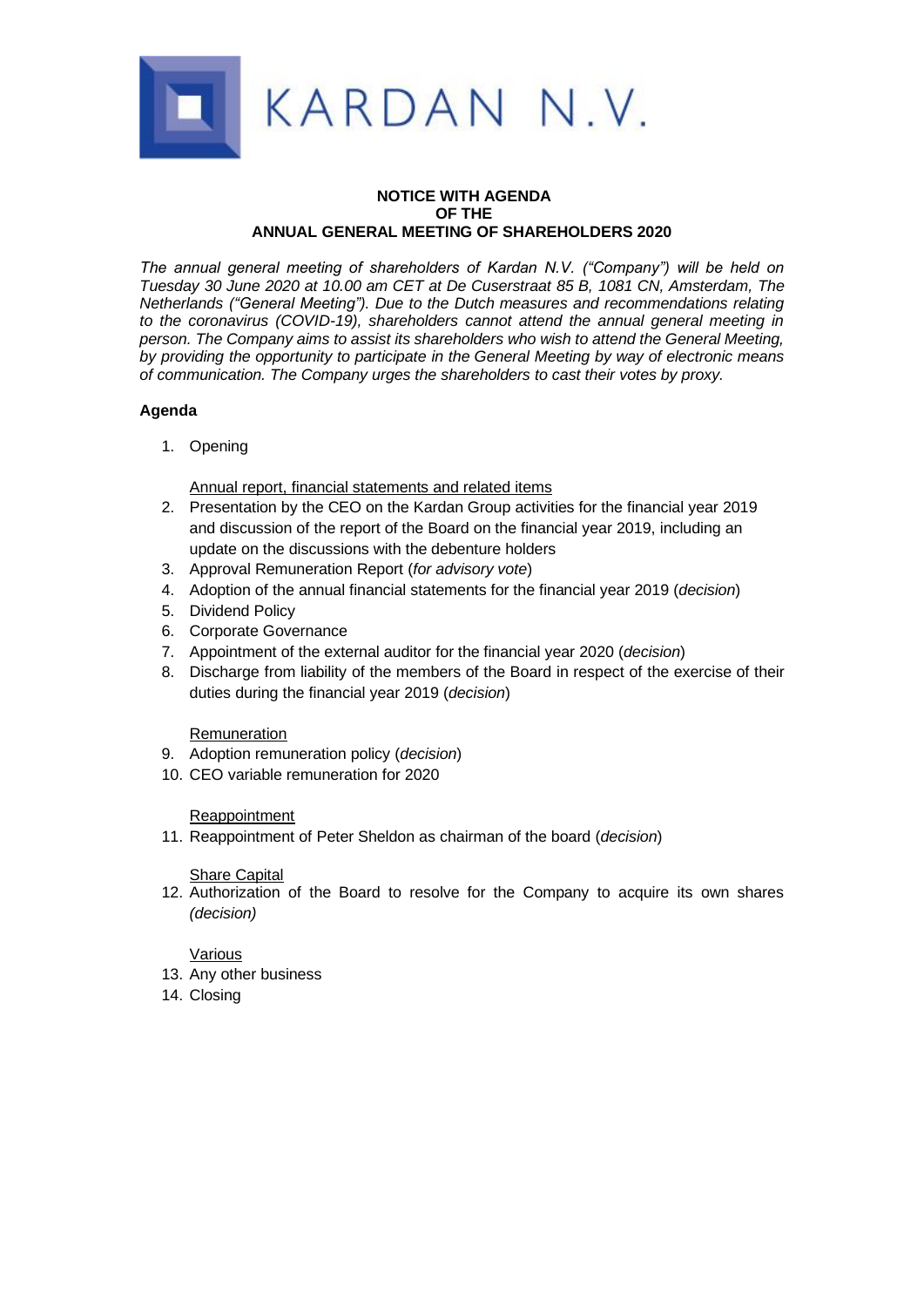KARDAN N.V.

**NOTICE WITH AGENDA**
**OF THE**
**ANNUAL GENERAL MEETING OF SHAREHOLDERS 2020**

*The annual general meeting of shareholders of Kardan N.V. ("Company") will be held on Tuesday 30 June 2020 at 10.00 am CET at De Cuserstraat 85 B, 1081 CN, Amsterdam, The Netherlands ("General Meeting"). Due to the Dutch measures and recommendations relating to the coronavirus (COVID-19), shareholders cannot attend the annual general meeting in person. The Company aims to assist its shareholders who wish to attend the General Meeting, by providing the opportunity to participate in the General Meeting by way of electronic means of communication. The Company urges the shareholders to cast their votes by proxy.*

**Agenda**

1. Opening

<u>Annual report, financial statements and related items</u>

2. Presentation by the CEO on the Kardan Group activities for the financial year 2019 and discussion of the report of the Board on the financial year 2019, including an update on the discussions with the debenture holders
3. Approval Remuneration Report (*for advisory vote*)
4. Adoption of the annual financial statements for the financial year 2019 (*decision*)
5. Dividend Policy
6. Corporate Governance
7. Appointment of the external auditor for the financial year 2020 (*decision*)
8. Discharge from liability of the members of the Board in respect of the exercise of their duties during the financial year 2019 (*decision*)

<u>Remuneration</u>

9. Adoption remuneration policy (*decision*)
10. CEO variable remuneration for 2020

<u>Reappointment</u>

11. Reappointment of Peter Sheldon as chairman of the board (*decision*)

<u>Share Capital</u>

12. Authorization of the Board to resolve for the Company to acquire its own shares *(decision)*

<u>Various</u>

13. Any other business
14. Closing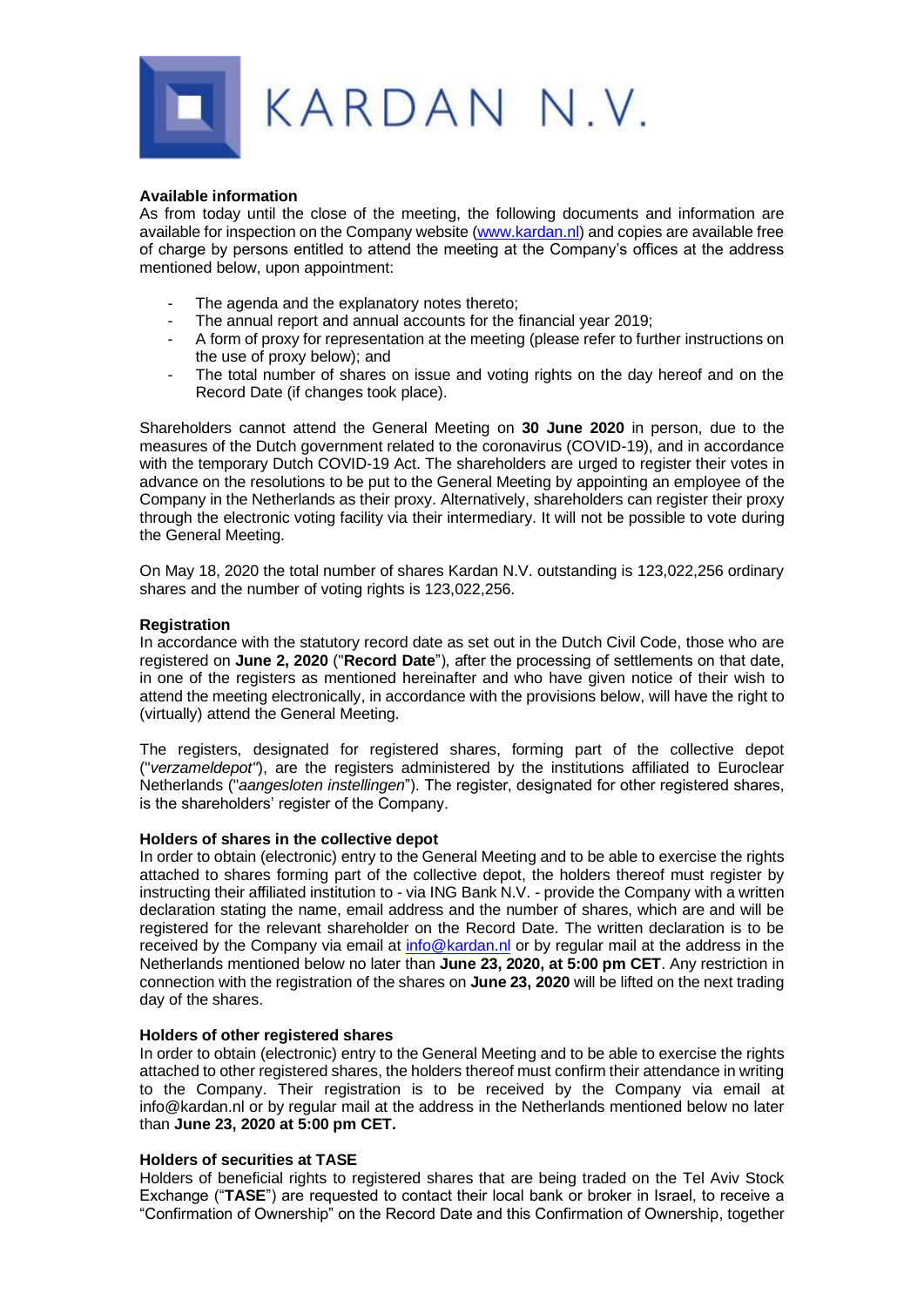KARDAN N.V.

**Available information**

As from today until the close of the meeting, the following documents and information are available for inspection on the Company website (www.kardan.nl) and copies are available free of charge by persons entitled to attend the meeting at the Company's offices at the address mentioned below, upon appointment:

- The agenda and the explanatory notes thereto;
- The annual report and annual accounts for the financial year 2019;
- A form of proxy for representation at the meeting (please refer to further instructions on the use of proxy below); and
- The total number of shares on issue and voting rights on the day hereof and on the Record Date (if changes took place).

Shareholders cannot attend the General Meeting on **30 June 2020** in person, due to the measures of the Dutch government related to the coronavirus (COVID-19), and in accordance with the temporary Dutch COVID-19 Act. The shareholders are urged to register their votes in advance on the resolutions to be put to the General Meeting by appointing an employee of the Company in the Netherlands as their proxy. Alternatively, shareholders can register their proxy through the electronic voting facility via their intermediary. It will not be possible to vote during the General Meeting.

On May 18, 2020 the total number of shares Kardan N.V. outstanding is 123,022,256 ordinary shares and the number of voting rights is 123,022,256.

**Registration**

In accordance with the statutory record date as set out in the Dutch Civil Code, those who are registered on **June 2, 2020** ("**Record Date**"), after the processing of settlements on that date, in one of the registers as mentioned hereinafter and who have given notice of their wish to attend the meeting electronically, in accordance with the provisions below, will have the right to (virtually) attend the General Meeting.

The registers, designated for registered shares, forming part of the collective depot ("*verzameldepot*"), are the registers administered by the institutions affiliated to Euroclear Netherlands ("*aangesloten instellingen*"). The register, designated for other registered shares, is the shareholders' register of the Company.

**Holders of shares in the collective depot**

In order to obtain (electronic) entry to the General Meeting and to be able to exercise the rights attached to shares forming part of the collective depot, the holders thereof must register by instructing their affiliated institution to - via ING Bank N.V. - provide the Company with a written declaration stating the name, email address and the number of shares, which are and will be registered for the relevant shareholder on the Record Date. The written declaration is to be received by the Company via email at info@kardan.nl or by regular mail at the address in the Netherlands mentioned below no later than **June 23, 2020, at 5:00 pm CET**. Any restriction in connection with the registration of the shares on **June 23, 2020** will be lifted on the next trading day of the shares.

**Holders of other registered shares**

In order to obtain (electronic) entry to the General Meeting and to be able to exercise the rights attached to other registered shares, the holders thereof must confirm their attendance in writing to the Company. Their registration is to be received by the Company via email at info@kardan.nl or by regular mail at the address in the Netherlands mentioned below no later than **June 23, 2020 at 5:00 pm CET.**

**Holders of securities at TASE**

Holders of beneficial rights to registered shares that are being traded on the Tel Aviv Stock Exchange ("**TASE**") are requested to contact their local bank or broker in Israel, to receive a "Confirmation of Ownership" on the Record Date and this Confirmation of Ownership, together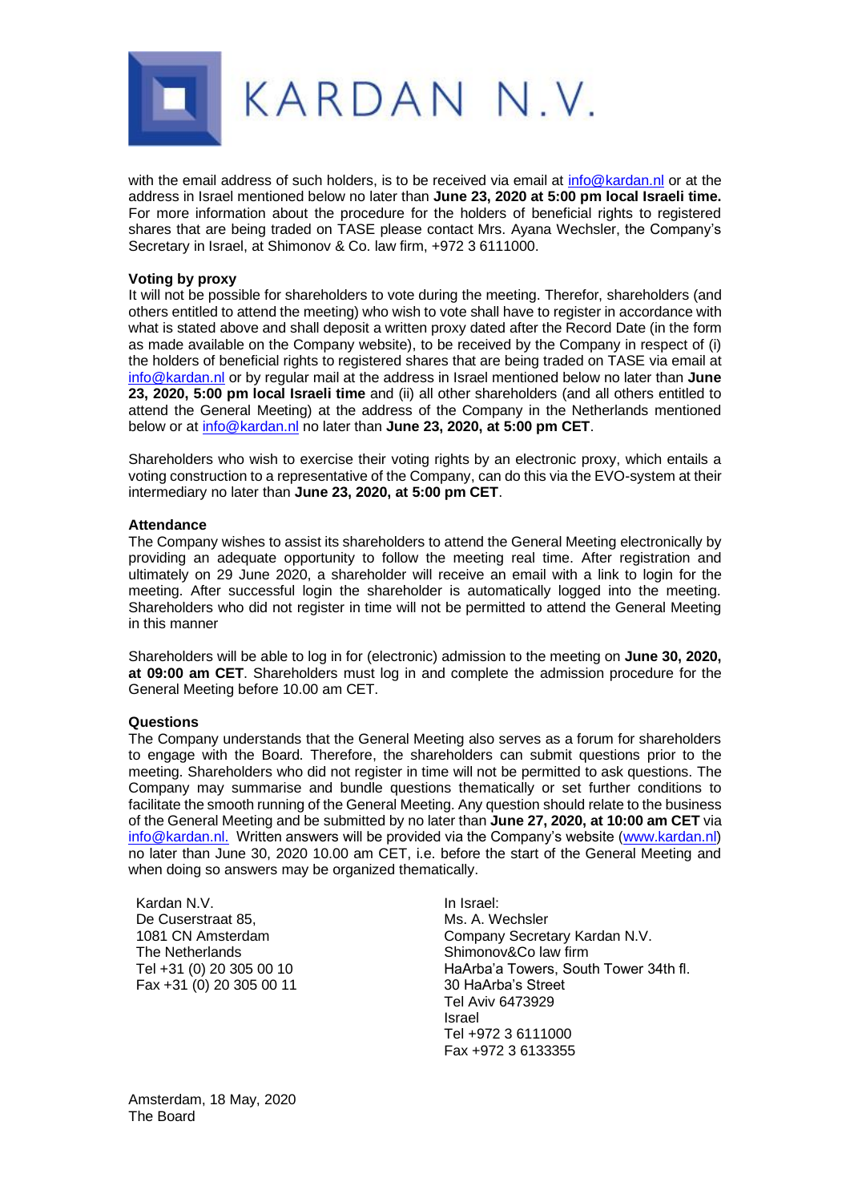with the email address of such holders, is to be received via email at info@kardan.nl or at the address in Israel mentioned below no later than **June 23, 2020 at 5:00 pm local Israeli time.** For more information about the procedure for the holders of beneficial rights to registered shares that are being traded on TASE please contact Mrs. Ayana Wechsler, the Company's Secretary in Israel, at Shimonov & Co. law firm, +972 3 6111000.

**Voting by proxy**

It will not be possible for shareholders to vote during the meeting. Therefor, shareholders (and others entitled to attend the meeting) who wish to vote shall have to register in accordance with what is stated above and shall deposit a written proxy dated after the Record Date (in the form as made available on the Company website), to be received by the Company in respect of (i) the holders of beneficial rights to registered shares that are being traded on TASE via email at info@kardan.nl or by regular mail at the address in Israel mentioned below no later than **June 23, 2020, 5:00 pm local Israeli time** and (ii) all other shareholders (and all others entitled to attend the General Meeting) at the address of the Company in the Netherlands mentioned below or at info@kardan.nl no later than **June 23, 2020, at 5:00 pm CET**.

Shareholders who wish to exercise their voting rights by an electronic proxy, which entails a voting construction to a representative of the Company, can do this via the EVO-system at their intermediary no later than **June 23, 2020, at 5:00 pm CET**.

**Attendance**

The Company wishes to assist its shareholders to attend the General Meeting electronically by providing an adequate opportunity to follow the meeting real time. After registration and ultimately on 29 June 2020, a shareholder will receive an email with a link to login for the meeting. After successful login the shareholder is automatically logged into the meeting. Shareholders who did not register in time will not be permitted to attend the General Meeting in this manner

Shareholders will be able to log in for (electronic) admission to the meeting on **June 30, 2020, at 09:00 am CET**. Shareholders must log in and complete the admission procedure for the General Meeting before 10.00 am CET.

**Questions**

The Company understands that the General Meeting also serves as a forum for shareholders to engage with the Board. Therefore, the shareholders can submit questions prior to the meeting. Shareholders who did not register in time will not be permitted to ask questions. The Company may summarise and bundle questions thematically or set further conditions to facilitate the smooth running of the General Meeting. Any question should relate to the business of the General Meeting and be submitted by no later than **June 27, 2020, at 10:00 am CET** via info@kardan.nl. Written answers will be provided via the Company's website (www.kardan.nl) no later than June 30, 2020 10.00 am CET, i.e. before the start of the General Meeting and when doing so answers may be organized thematically.

Kardan N.V.
De Cuserstraat 85,
1081 CN Amsterdam
The Netherlands
Tel +31 (0) 20 305 00 10
Fax +31 (0) 20 305 00 11

In Israel:
Ms. A. Wechsler
Company Secretary Kardan N.V.
Shimonov&Co law firm
HaArba'a Towers, South Tower 34th fl.
30 HaArba's Street
Tel Aviv 6473929
Israel
Tel +972 3 6111000
Fax +972 3 6133355

Amsterdam, 18 May, 2020
The Board